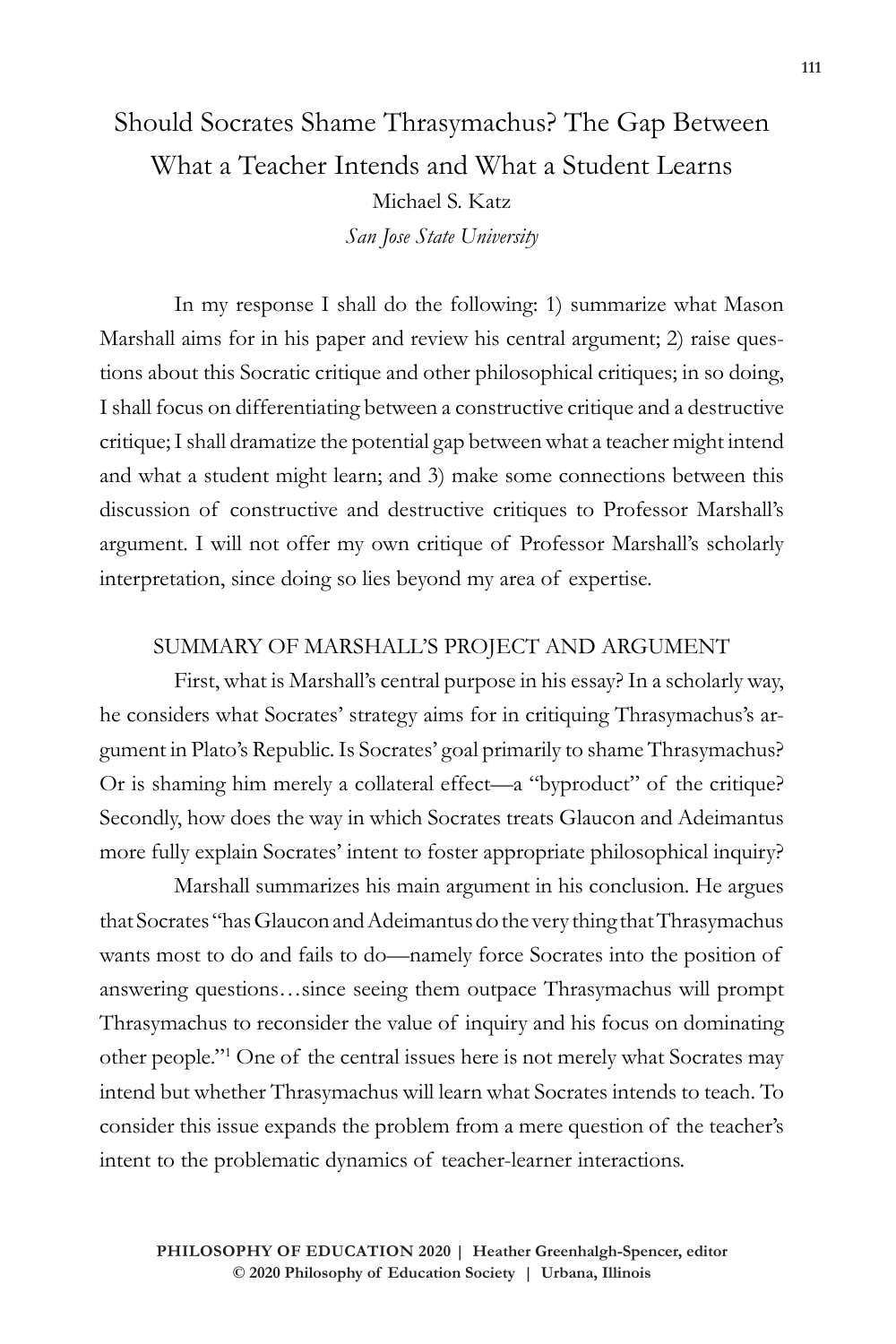# Should Socrates Shame Thrasymachus? The Gap Between What a Teacher Intends and What a Student Learns

Michael S. Katz

*San Jose State University*

In my response I shall do the following: 1) summarize what Mason Marshall aims for in his paper and review his central argument; 2) raise questions about this Socratic critique and other philosophical critiques; in so doing, I shall focus on differentiating between a constructive critique and a destructive critique; I shall dramatize the potential gap between what a teacher might intend and what a student might learn; and 3) make some connections between this discussion of constructive and destructive critiques to Professor Marshall's argument. I will not offer my own critique of Professor Marshall's scholarly interpretation, since doing so lies beyond my area of expertise.

## SUMMARY OF MARSHALL'S PROJECT AND ARGUMENT

First, what is Marshall's central purpose in his essay? In a scholarly way, he considers what Socrates' strategy aims for in critiquing Thrasymachus's argument in Plato's Republic. Is Socrates' goal primarily to shame Thrasymachus? Or is shaming him merely a collateral effect—a "byproduct" of the critique? Secondly, how does the way in which Socrates treats Glaucon and Adeimantus more fully explain Socrates' intent to foster appropriate philosophical inquiry?

Marshall summarizes his main argument in his conclusion. He argues that Socrates "has Glaucon and Adeimantus do the very thing that Thrasymachus wants most to do and fails to do—namely force Socrates into the position of answering questions…since seeing them outpace Thrasymachus will prompt Thrasymachus to reconsider the value of inquiry and his focus on dominating other people."[1] One of the central issues here is not merely what Socrates may intend but whether Thrasymachus will learn what Socrates intends to teach. To consider this issue expands the problem from a mere question of the teacher's intent to the problematic dynamics of teacher-learner interactions.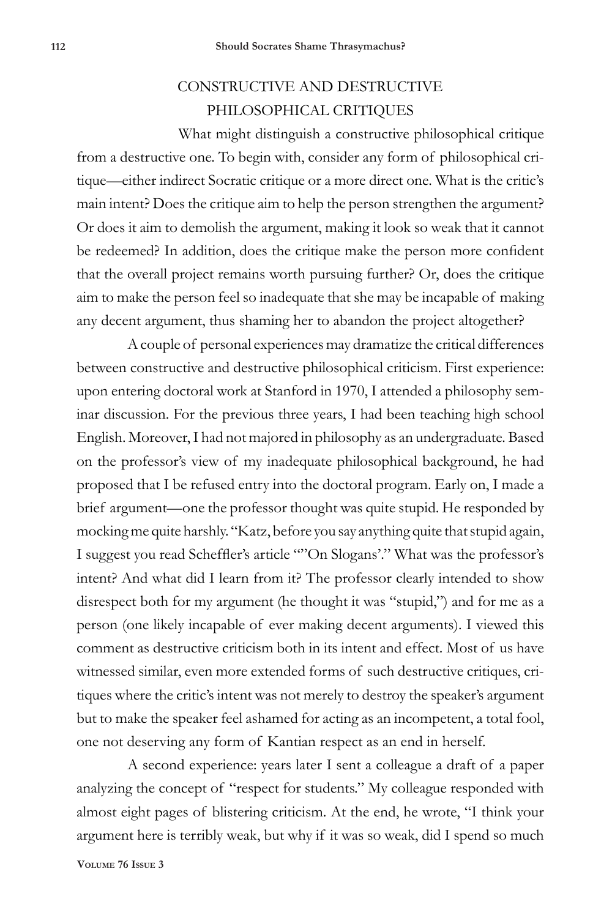## CONSTRUCTIVE AND DESTRUCTIVE PHILOSOPHICAL CRITIQUES

What might distinguish a constructive philosophical critique from a destructive one. To begin with, consider any form of philosophical critique—either indirect Socratic critique or a more direct one. What is the critic's main intent? Does the critique aim to help the person strengthen the argument? Or does it aim to demolish the argument, making it look so weak that it cannot be redeemed? In addition, does the critique make the person more confident that the overall project remains worth pursuing further? Or, does the critique aim to make the person feel so inadequate that she may be incapable of making any decent argument, thus shaming her to abandon the project altogether?

A couple of personal experiences may dramatize the critical differences between constructive and destructive philosophical criticism. First experience: upon entering doctoral work at Stanford in 1970, I attended a philosophy seminar discussion. For the previous three years, I had been teaching high school English. Moreover, I had not majored in philosophy as an undergraduate. Based on the professor's view of my inadequate philosophical background, he had proposed that I be refused entry into the doctoral program. Early on, I made a brief argument—one the professor thought was quite stupid. He responded by mocking me quite harshly. "Katz, before you say anything quite that stupid again, I suggest you read Scheffler's article ""On Slogans'." What was the professor's intent? And what did I learn from it? The professor clearly intended to show disrespect both for my argument (he thought it was "stupid,") and for me as a person (one likely incapable of ever making decent arguments). I viewed this comment as destructive criticism both in its intent and effect. Most of us have witnessed similar, even more extended forms of such destructive critiques, critiques where the critic's intent was not merely to destroy the speaker's argument but to make the speaker feel ashamed for acting as an incompetent, a total fool, one not deserving any form of Kantian respect as an end in herself.

A second experience: years later I sent a colleague a draft of a paper analyzing the concept of "respect for students." My colleague responded with almost eight pages of blistering criticism. At the end, he wrote, "I think your argument here is terribly weak, but why if it was so weak, did I spend so much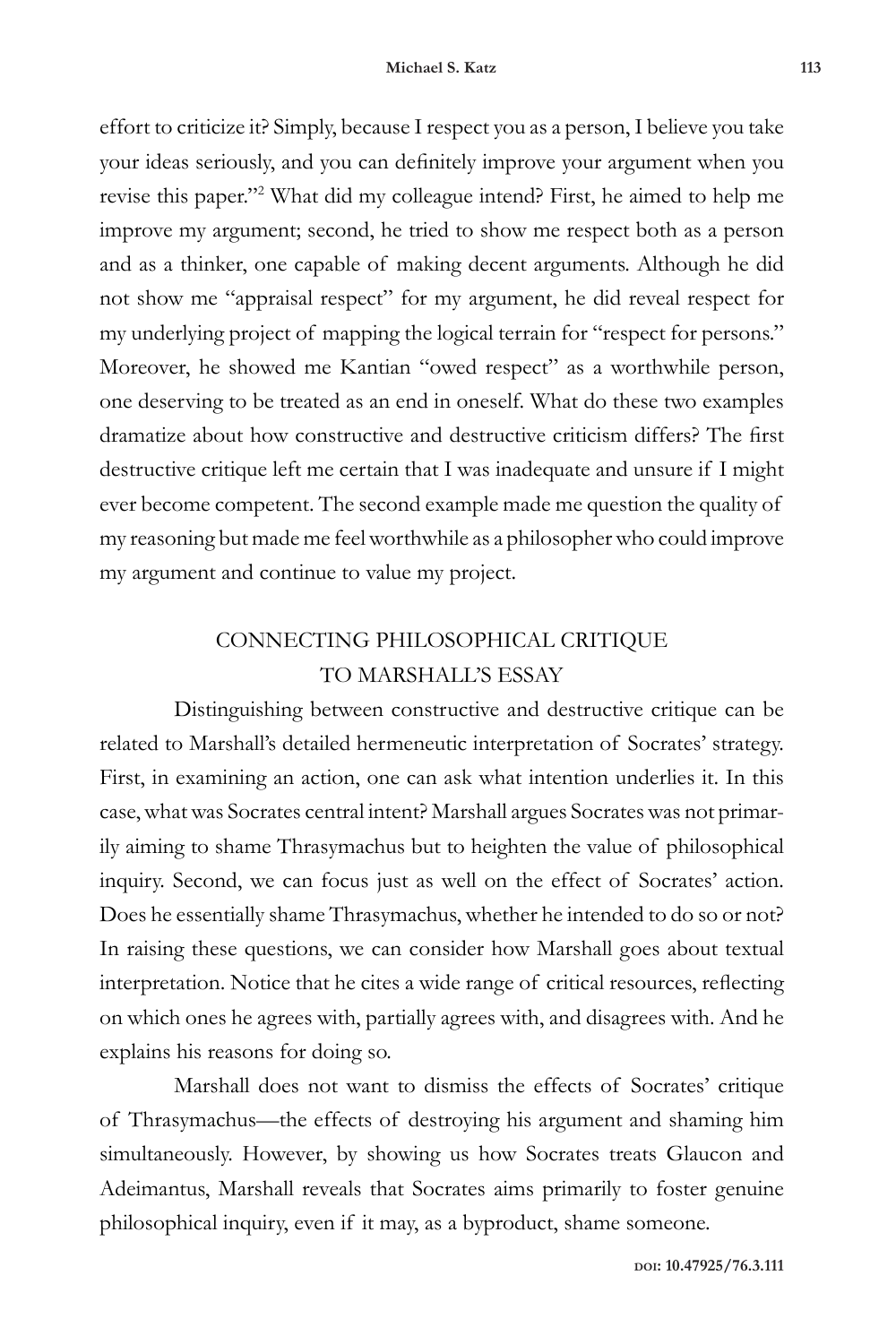effort to criticize it? Simply, because I respect you as a person, I believe you take your ideas seriously, and you can definitely improve your argument when you revise this paper."[2] What did my colleague intend? First, he aimed to help me improve my argument; second, he tried to show me respect both as a person and as a thinker, one capable of making decent arguments. Although he did not show me "appraisal respect" for my argument, he did reveal respect for my underlying project of mapping the logical terrain for "respect for persons." Moreover, he showed me Kantian "owed respect" as a worthwhile person, one deserving to be treated as an end in oneself. What do these two examples dramatize about how constructive and destructive criticism differs? The first destructive critique left me certain that I was inadequate and unsure if I might ever become competent. The second example made me question the quality of my reasoning but made me feel worthwhile as a philosopher who could improve my argument and continue to value my project.

## CONNECTING PHILOSOPHICAL CRITIQUE TO MARSHALL'S ESSAY

Distinguishing between constructive and destructive critique can be related to Marshall's detailed hermeneutic interpretation of Socrates' strategy. First, in examining an action, one can ask what intention underlies it. In this case, what was Socrates central intent? Marshall argues Socrates was not primarily aiming to shame Thrasymachus but to heighten the value of philosophical inquiry. Second, we can focus just as well on the effect of Socrates' action. Does he essentially shame Thrasymachus, whether he intended to do so or not? In raising these questions, we can consider how Marshall goes about textual interpretation. Notice that he cites a wide range of critical resources, reflecting on which ones he agrees with, partially agrees with, and disagrees with. And he explains his reasons for doing so.

Marshall does not want to dismiss the effects of Socrates' critique of Thrasymachus—the effects of destroying his argument and shaming him simultaneously. However, by showing us how Socrates treats Glaucon and Adeimantus, Marshall reveals that Socrates aims primarily to foster genuine philosophical inquiry, even if it may, as a byproduct, shame someone.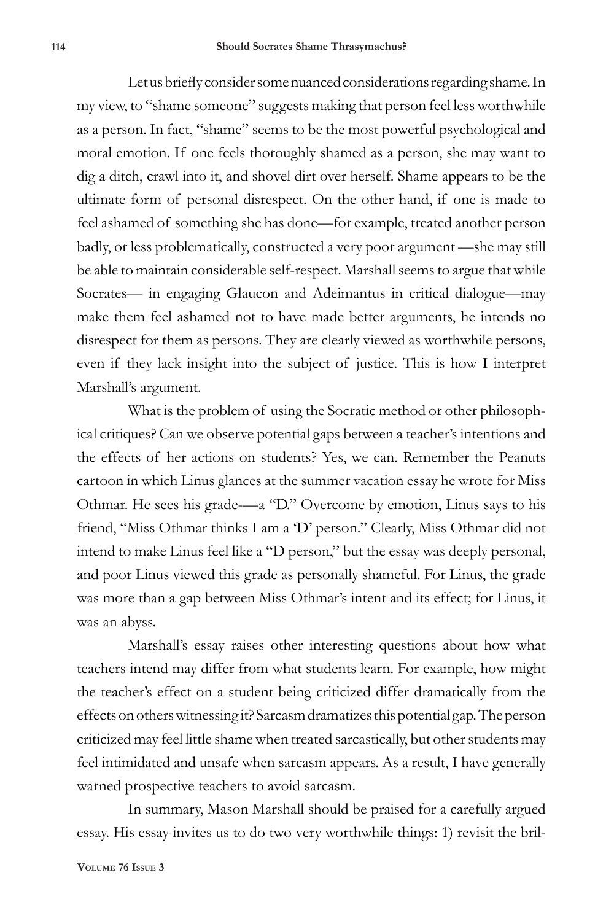Let us briefly consider some nuanced considerations regarding shame. In my view, to "shame someone" suggests making that person feel less worthwhile as a person. In fact, "shame" seems to be the most powerful psychological and moral emotion. If one feels thoroughly shamed as a person, she may want to dig a ditch, crawl into it, and shovel dirt over herself. Shame appears to be the ultimate form of personal disrespect. On the other hand, if one is made to feel ashamed of something she has done—for example, treated another person badly, or less problematically, constructed a very poor argument —she may still be able to maintain considerable self-respect. Marshall seems to argue that while Socrates— in engaging Glaucon and Adeimantus in critical dialogue—may make them feel ashamed not to have made better arguments, he intends no disrespect for them as persons. They are clearly viewed as worthwhile persons, even if they lack insight into the subject of justice. This is how I interpret Marshall's argument.

What is the problem of using the Socratic method or other philosophical critiques? Can we observe potential gaps between a teacher's intentions and the effects of her actions on students? Yes, we can. Remember the Peanuts cartoon in which Linus glances at the summer vacation essay he wrote for Miss Othmar. He sees his grade-—a "D." Overcome by emotion, Linus says to his friend, "Miss Othmar thinks I am a 'D' person." Clearly, Miss Othmar did not intend to make Linus feel like a "D person," but the essay was deeply personal, and poor Linus viewed this grade as personally shameful. For Linus, the grade was more than a gap between Miss Othmar's intent and its effect; for Linus, it was an abyss.

Marshall's essay raises other interesting questions about how what teachers intend may differ from what students learn. For example, how might the teacher's effect on a student being criticized differ dramatically from the effects on others witnessing it? Sarcasm dramatizes this potential gap. The person criticized may feel little shame when treated sarcastically, but other students may feel intimidated and unsafe when sarcasm appears. As a result, I have generally warned prospective teachers to avoid sarcasm.

In summary, Mason Marshall should be praised for a carefully argued essay. His essay invites us to do two very worthwhile things: 1) revisit the bril-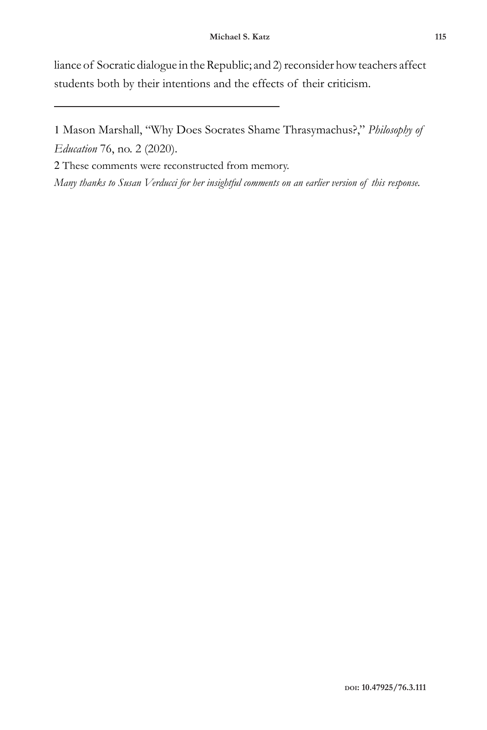liance of Socratic dialogue in the Republic; and 2) reconsider how teachers affect students both by their intentions and the effects of their criticism.

---

1 Mason Marshall, "Why Does Socrates Shame Thrasymachus?," *Philosophy of Education* 76, no. 2 (2020).

2 These comments were reconstructed from memory.

*Many thanks to Susan Verducci for her insightful comments on an earlier version of this response.*